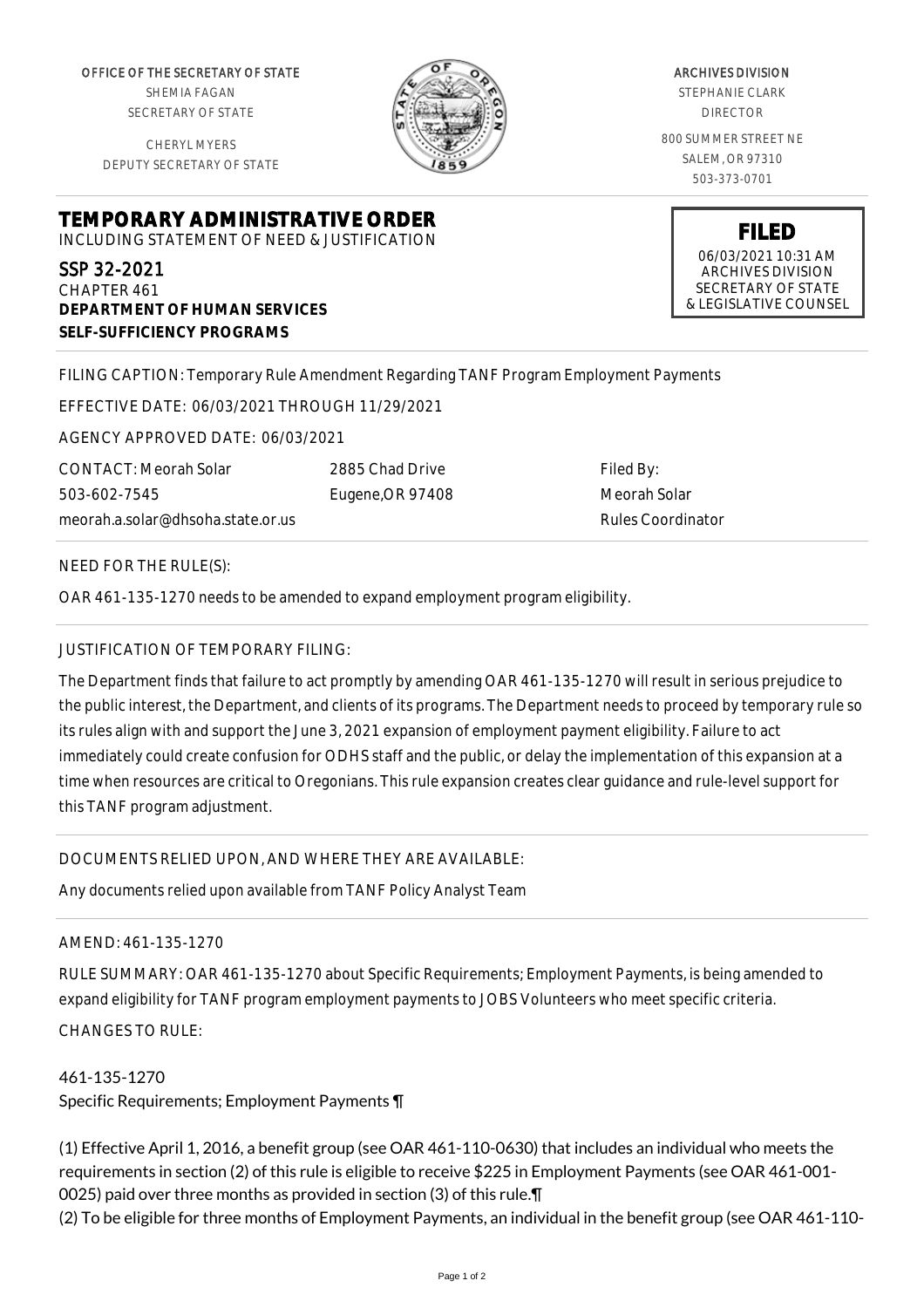OFFICE OF THE SECRETARY OF STATE
SHEMIA FAGAN
SECRETARY OF STATE

CHERYL MYERS
DEPUTY SECRETARY OF STATE

ARCHIVES DIVISION
STEPHANIE CLARK
DIRECTOR

800 SUMMER STREET NE
SALEM, OR 97310
503-373-0701

# TEMPORARY ADMINISTRATIVE ORDER

INCLUDING STATEMENT OF NEED & JUSTIFICATION

**FILED**
06/03/2021 10:31 AM
ARCHIVES DIVISION
SECRETARY OF STATE
& LEGISLATIVE COUNSEL

SSP 32-2021
CHAPTER 461
**DEPARTMENT OF HUMAN SERVICES**
**SELF-SUFFICIENCY PROGRAMS**

FILING CAPTION: Temporary Rule Amendment Regarding TANF Program Employment Payments

EFFECTIVE DATE: 06/03/2021 THROUGH 11/29/2021

AGENCY APPROVED DATE: 06/03/2021

CONTACT: Meorah Solar
503-602-7545
meorah.a.solar@dhsoha.state.or.us

2885 Chad Drive
Eugene,OR 97408

Filed By:
Meorah Solar
Rules Coordinator

NEED FOR THE RULE(S):

OAR 461-135-1270 needs to be amended to expand employment program eligibility.

JUSTIFICATION OF TEMPORARY FILING:

The Department finds that failure to act promptly by amending OAR 461-135-1270 will result in serious prejudice to the public interest, the Department, and clients of its programs. The Department needs to proceed by temporary rule so its rules align with and support the June 3, 2021 expansion of employment payment eligibility. Failure to act immediately could create confusion for ODHS staff and the public, or delay the implementation of this expansion at a time when resources are critical to Oregonians. This rule expansion creates clear guidance and rule-level support for this TANF program adjustment.

DOCUMENTS RELIED UPON, AND WHERE THEY ARE AVAILABLE:

Any documents relied upon available from TANF Policy Analyst Team

AMEND: 461-135-1270

RULE SUMMARY: OAR 461-135-1270 about Specific Requirements; Employment Payments, is being amended to expand eligibility for TANF program employment payments to JOBS Volunteers who meet specific criteria.

CHANGES TO RULE:

461-135-1270
Specific Requirements; Employment Payments ¶

(1) Effective April 1, 2016, a benefit group (see OAR 461-110-0630) that includes an individual who meets the requirements in section (2) of this rule is eligible to receive $225 in Employment Payments (see OAR 461-001-0025) paid over three months as provided in section (3) of this rule.¶
(2) To be eligible for three months of Employment Payments, an individual in the benefit group (see OAR 461-110-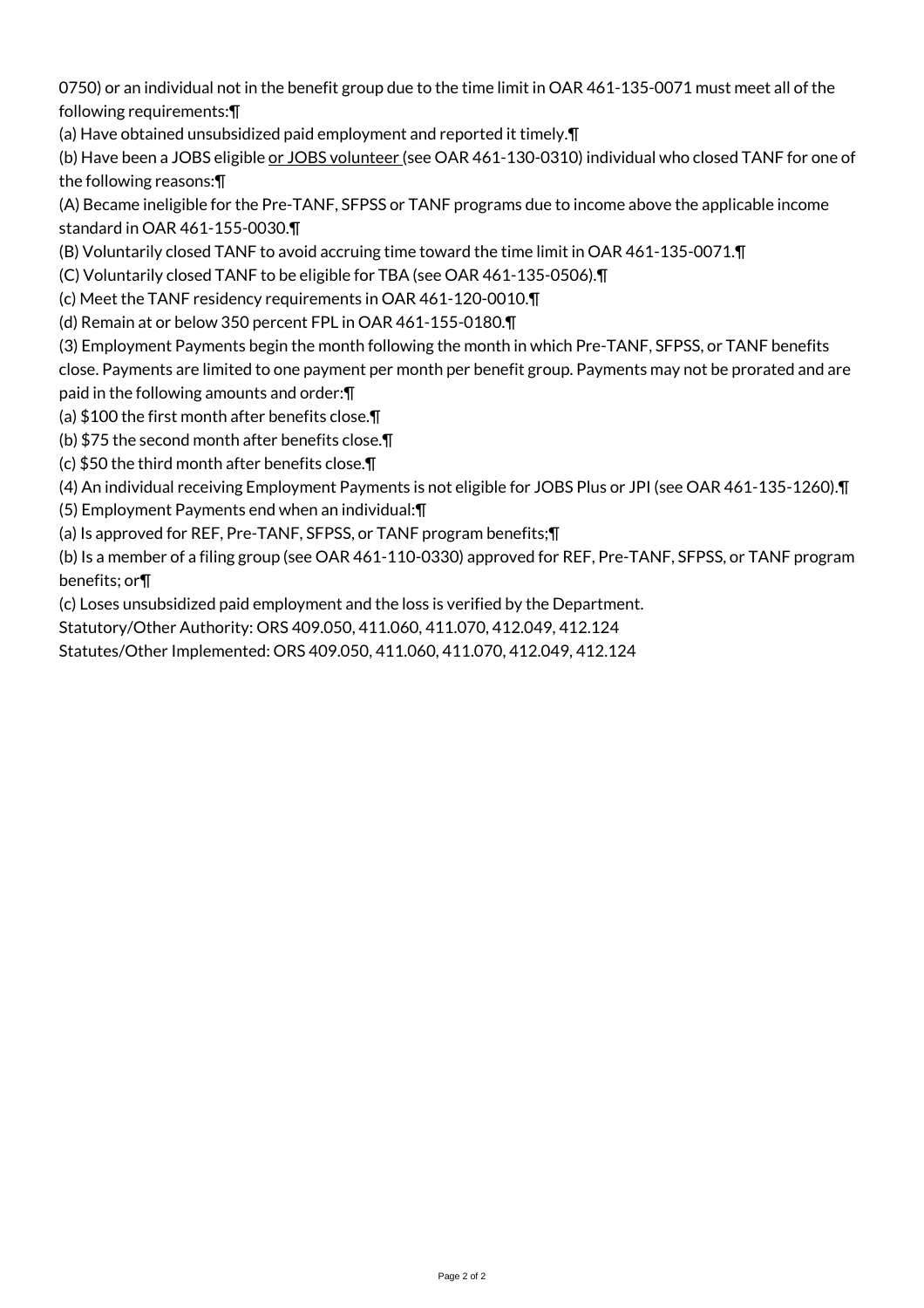0750) or an individual not in the benefit group due to the time limit in OAR 461-135-0071 must meet all of the following requirements:¶

(a) Have obtained unsubsidized paid employment and reported it timely.¶

(b) Have been a JOBS eligible <u>or JOBS volunteer</u> (see OAR 461-130-0310) individual who closed TANF for one of the following reasons:¶

(A) Became ineligible for the Pre-TANF, SFPSS or TANF programs due to income above the applicable income standard in OAR 461-155-0030.¶

(B) Voluntarily closed TANF to avoid accruing time toward the time limit in OAR 461-135-0071.¶

(C) Voluntarily closed TANF to be eligible for TBA (see OAR 461-135-0506).¶

(c) Meet the TANF residency requirements in OAR 461-120-0010.¶

(d) Remain at or below 350 percent FPL in OAR 461-155-0180.¶

(3) Employment Payments begin the month following the month in which Pre-TANF, SFPSS, or TANF benefits close. Payments are limited to one payment per month per benefit group. Payments may not be prorated and are paid in the following amounts and order:¶

(a) $100 the first month after benefits close.¶

(b) $75 the second month after benefits close.¶

(c) $50 the third month after benefits close.¶

(4) An individual receiving Employment Payments is not eligible for JOBS Plus or JPI (see OAR 461-135-1260).¶

(5) Employment Payments end when an individual:¶

(a) Is approved for REF, Pre-TANF, SFPSS, or TANF program benefits;¶

(b) Is a member of a filing group (see OAR 461-110-0330) approved for REF, Pre-TANF, SFPSS, or TANF program benefits; or¶

(c) Loses unsubsidized paid employment and the loss is verified by the Department.

Statutory/Other Authority: ORS 409.050, 411.060, 411.070, 412.049, 412.124

Statutes/Other Implemented: ORS 409.050, 411.060, 411.070, 412.049, 412.124